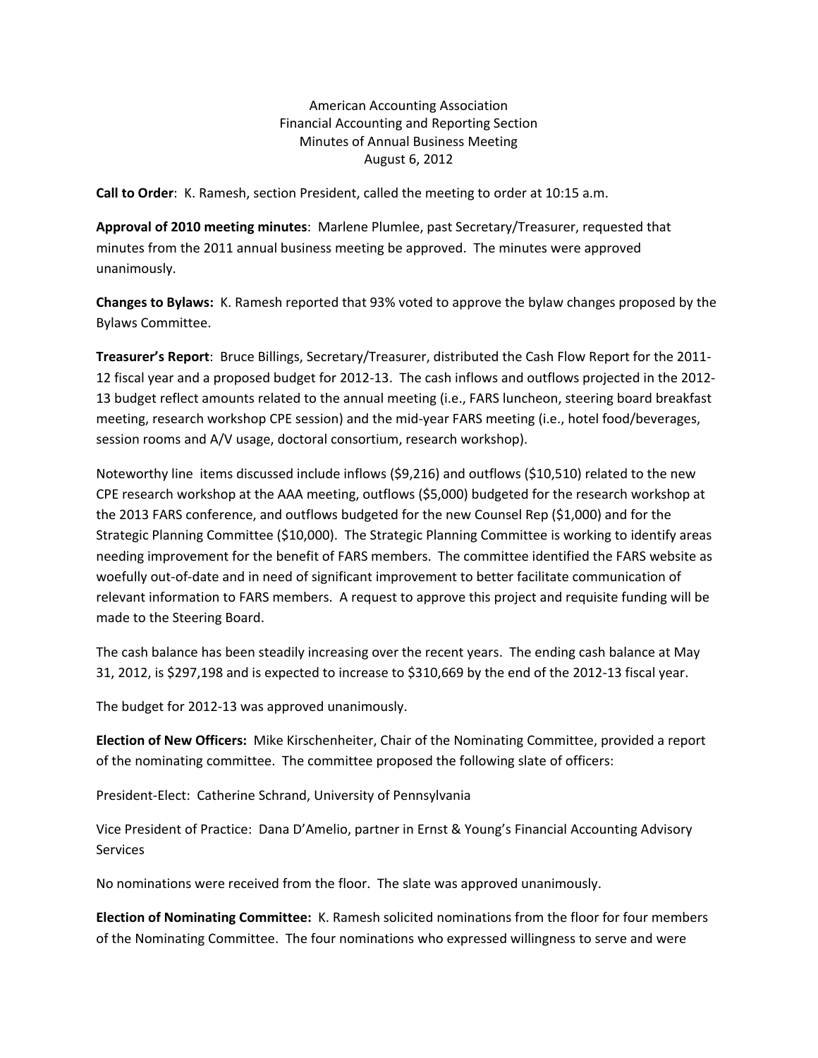American Accounting Association
Financial Accounting and Reporting Section
Minutes of Annual Business Meeting
August 6, 2012

**Call to Order**: K. Ramesh, section President, called the meeting to order at 10:15 a.m.

**Approval of 2010 meeting minutes**: Marlene Plumlee, past Secretary/Treasurer, requested that minutes from the 2011 annual business meeting be approved. The minutes were approved unanimously.

**Changes to Bylaws:** K. Ramesh reported that 93% voted to approve the bylaw changes proposed by the Bylaws Committee.

**Treasurer's Report**: Bruce Billings, Secretary/Treasurer, distributed the Cash Flow Report for the 2011-12 fiscal year and a proposed budget for 2012-13. The cash inflows and outflows projected in the 2012-13 budget reflect amounts related to the annual meeting (i.e., FARS luncheon, steering board breakfast meeting, research workshop CPE session) and the mid-year FARS meeting (i.e., hotel food/beverages, session rooms and A/V usage, doctoral consortium, research workshop).

Noteworthy line items discussed include inflows ($9,216) and outflows ($10,510) related to the new CPE research workshop at the AAA meeting, outflows ($5,000) budgeted for the research workshop at the 2013 FARS conference, and outflows budgeted for the new Counsel Rep ($1,000) and for the Strategic Planning Committee ($10,000). The Strategic Planning Committee is working to identify areas needing improvement for the benefit of FARS members. The committee identified the FARS website as woefully out-of-date and in need of significant improvement to better facilitate communication of relevant information to FARS members. A request to approve this project and requisite funding will be made to the Steering Board.

The cash balance has been steadily increasing over the recent years. The ending cash balance at May 31, 2012, is $297,198 and is expected to increase to $310,669 by the end of the 2012-13 fiscal year.

The budget for 2012-13 was approved unanimously.

**Election of New Officers:** Mike Kirschenheiter, Chair of the Nominating Committee, provided a report of the nominating committee. The committee proposed the following slate of officers:

President-Elect: Catherine Schrand, University of Pennsylvania

Vice President of Practice: Dana D'Amelio, partner in Ernst & Young's Financial Accounting Advisory Services

No nominations were received from the floor. The slate was approved unanimously.

**Election of Nominating Committee:** K. Ramesh solicited nominations from the floor for four members of the Nominating Committee. The four nominations who expressed willingness to serve and were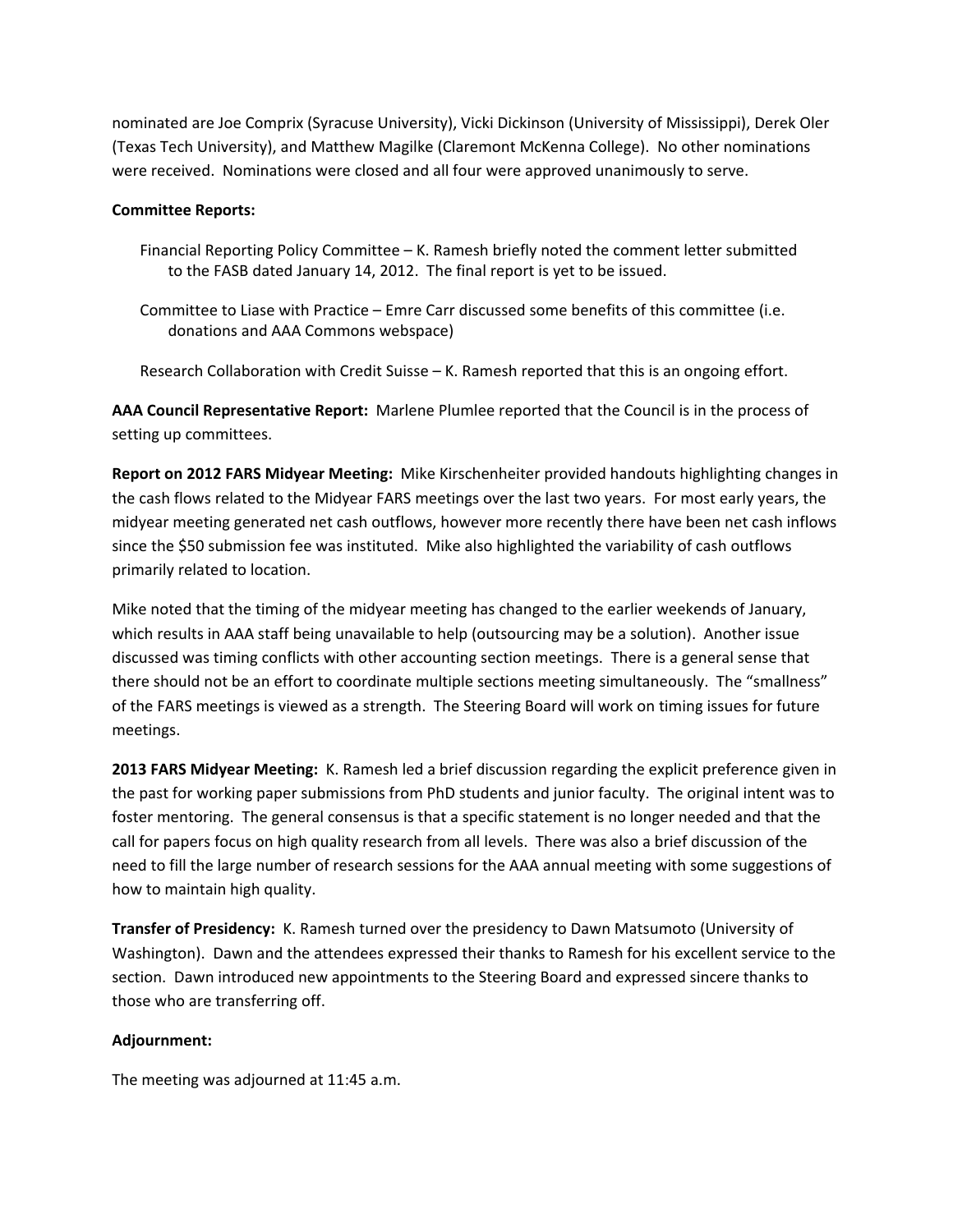nominated are Joe Comprix (Syracuse University), Vicki Dickinson (University of Mississippi), Derek Oler (Texas Tech University), and Matthew Magilke (Claremont McKenna College). No other nominations were received. Nominations were closed and all four were approved unanimously to serve.

**Committee Reports:**

Financial Reporting Policy Committee – K. Ramesh briefly noted the comment letter submitted to the FASB dated January 14, 2012. The final report is yet to be issued.

Committee to Liase with Practice – Emre Carr discussed some benefits of this committee (i.e. donations and AAA Commons webspace)

Research Collaboration with Credit Suisse – K. Ramesh reported that this is an ongoing effort.

**AAA Council Representative Report:** Marlene Plumlee reported that the Council is in the process of setting up committees.

**Report on 2012 FARS Midyear Meeting:** Mike Kirschenheiter provided handouts highlighting changes in the cash flows related to the Midyear FARS meetings over the last two years. For most early years, the midyear meeting generated net cash outflows, however more recently there have been net cash inflows since the $50 submission fee was instituted. Mike also highlighted the variability of cash outflows primarily related to location.

Mike noted that the timing of the midyear meeting has changed to the earlier weekends of January, which results in AAA staff being unavailable to help (outsourcing may be a solution). Another issue discussed was timing conflicts with other accounting section meetings. There is a general sense that there should not be an effort to coordinate multiple sections meeting simultaneously. The "smallness" of the FARS meetings is viewed as a strength. The Steering Board will work on timing issues for future meetings.

**2013 FARS Midyear Meeting:** K. Ramesh led a brief discussion regarding the explicit preference given in the past for working paper submissions from PhD students and junior faculty. The original intent was to foster mentoring. The general consensus is that a specific statement is no longer needed and that the call for papers focus on high quality research from all levels. There was also a brief discussion of the need to fill the large number of research sessions for the AAA annual meeting with some suggestions of how to maintain high quality.

**Transfer of Presidency:** K. Ramesh turned over the presidency to Dawn Matsumoto (University of Washington). Dawn and the attendees expressed their thanks to Ramesh for his excellent service to the section. Dawn introduced new appointments to the Steering Board and expressed sincere thanks to those who are transferring off.

**Adjournment:**

The meeting was adjourned at 11:45 a.m.